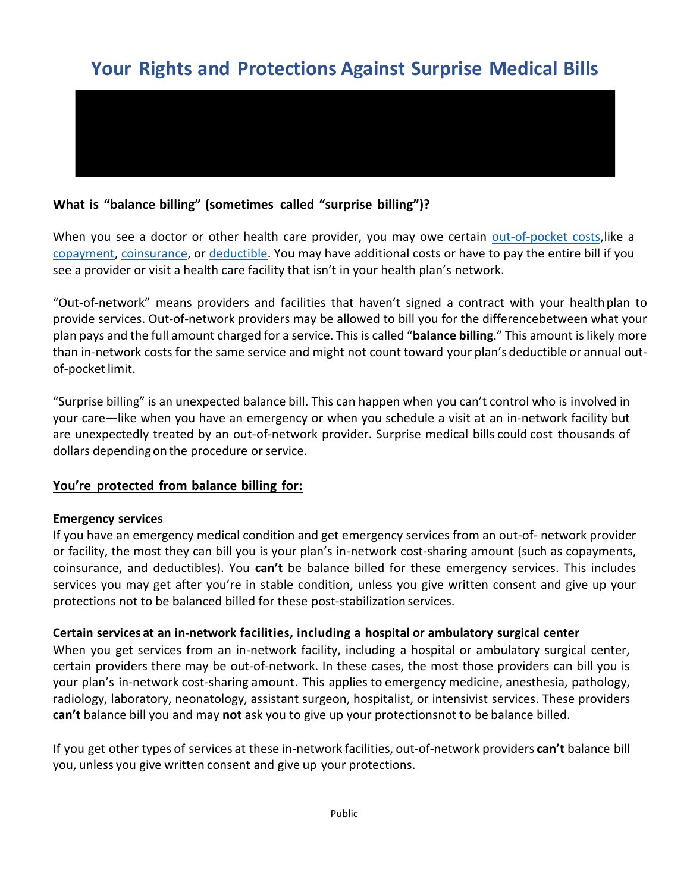# Your Rights and Protections Against Surprise Medical Bills

**What is "balance billing" (sometimes called "surprise billing")?**

When you see a doctor or other health care provider, you may owe certain out-of-pocket costs, like a copayment, coinsurance, or deductible. You may have additional costs or have to pay the entire bill if you see a provider or visit a health care facility that isn't in your health plan's network.

"Out-of-network" means providers and facilities that haven't signed a contract with your health plan to provide services. Out-of-network providers may be allowed to bill you for the difference between what your plan pays and the full amount charged for a service. This is called "**balance billing**." This amount is likely more than in-network costs for the same service and might not count toward your plan's deductible or annual out-of-pocket limit.

"Surprise billing" is an unexpected balance bill. This can happen when you can't control who is involved in your care—like when you have an emergency or when you schedule a visit at an in-network facility but are unexpectedly treated by an out-of-network provider. Surprise medical bills could cost thousands of dollars depending on the procedure or service.

**You're protected from balance billing for:**

**Emergency services**

If you have an emergency medical condition and get emergency services from an out-of- network provider or facility, the most they can bill you is your plan's in-network cost-sharing amount (such as copayments, coinsurance, and deductibles). You **can't** be balance billed for these emergency services. This includes services you may get after you're in stable condition, unless you give written consent and give up your protections not to be balanced billed for these post-stabilization services.

**Certain services at an in-network facilities, including a hospital or ambulatory surgical center**

When you get services from an in-network facility, including a hospital or ambulatory surgical center, certain providers there may be out-of-network. In these cases, the most those providers can bill you is your plan's in-network cost-sharing amount. This applies to emergency medicine, anesthesia, pathology, radiology, laboratory, neonatology, assistant surgeon, hospitalist, or intensivist services. These providers **can't** balance bill you and may **not** ask you to give up your protections not to be balance billed.

If you get other types of services at these in-network facilities, out-of-network providers **can't** balance bill you, unless you give written consent and give up your protections.

Public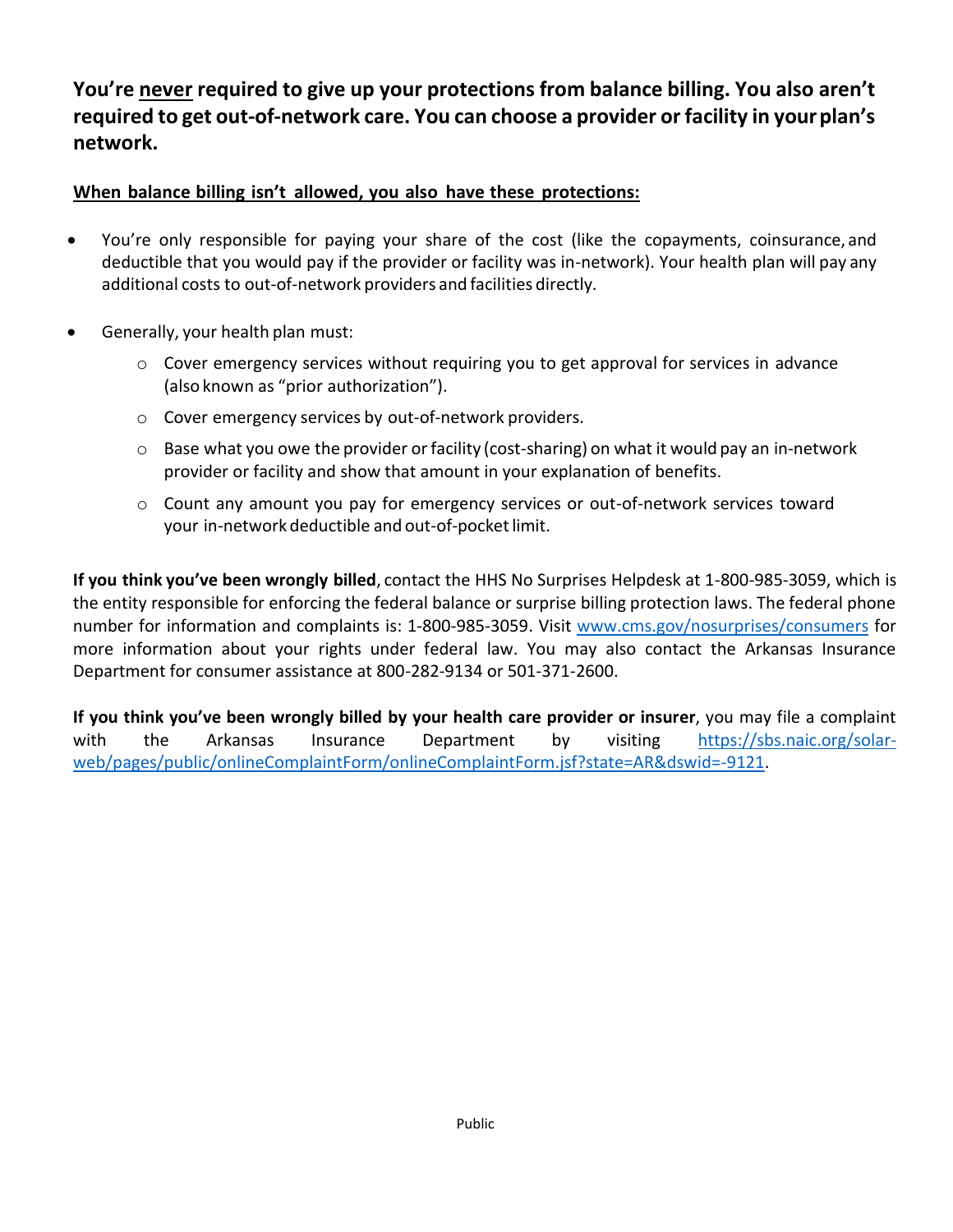**You're <u>never</u> required to give up your protections from balance billing. You also aren't required to get out-of-network care. You can choose a provider or facility in your plan's network.**

**<u>When balance billing isn't allowed, you also have these protections:</u>**

- You're only responsible for paying your share of the cost (like the copayments, coinsurance, and deductible that you would pay if the provider or facility was in-network). Your health plan will pay any additional costs to out-of-network providers and facilities directly.
- Generally, your health plan must:
  - Cover emergency services without requiring you to get approval for services in advance (also known as "prior authorization").
  - Cover emergency services by out-of-network providers.
  - Base what you owe the provider or facility (cost-sharing) on what it would pay an in-network provider or facility and show that amount in your explanation of benefits.
  - Count any amount you pay for emergency services or out-of-network services toward your in-network deductible and out-of-pocket limit.

**If you think you've been wrongly billed**, contact the HHS No Surprises Helpdesk at 1-800-985-3059, which is the entity responsible for enforcing the federal balance or surprise billing protection laws. The federal phone number for information and complaints is: 1-800-985-3059. Visit [www.cms.gov/nosurprises/consumers](www.cms.gov/nosurprises/consumers) for more information about your rights under federal law. You may also contact the Arkansas Insurance Department for consumer assistance at 800-282-9134 or 501-371-2600.

**If you think you've been wrongly billed by your health care provider or insurer**, you may file a complaint with the Arkansas Insurance Department by visiting [https://sbs.naic.org/solar-web/pages/public/onlineComplaintForm/onlineComplaintForm.jsf?state=AR&dswid=-9121](https://sbs.naic.org/solar-web/pages/public/onlineComplaintForm/onlineComplaintForm.jsf?state=AR&dswid=-9121).

Public